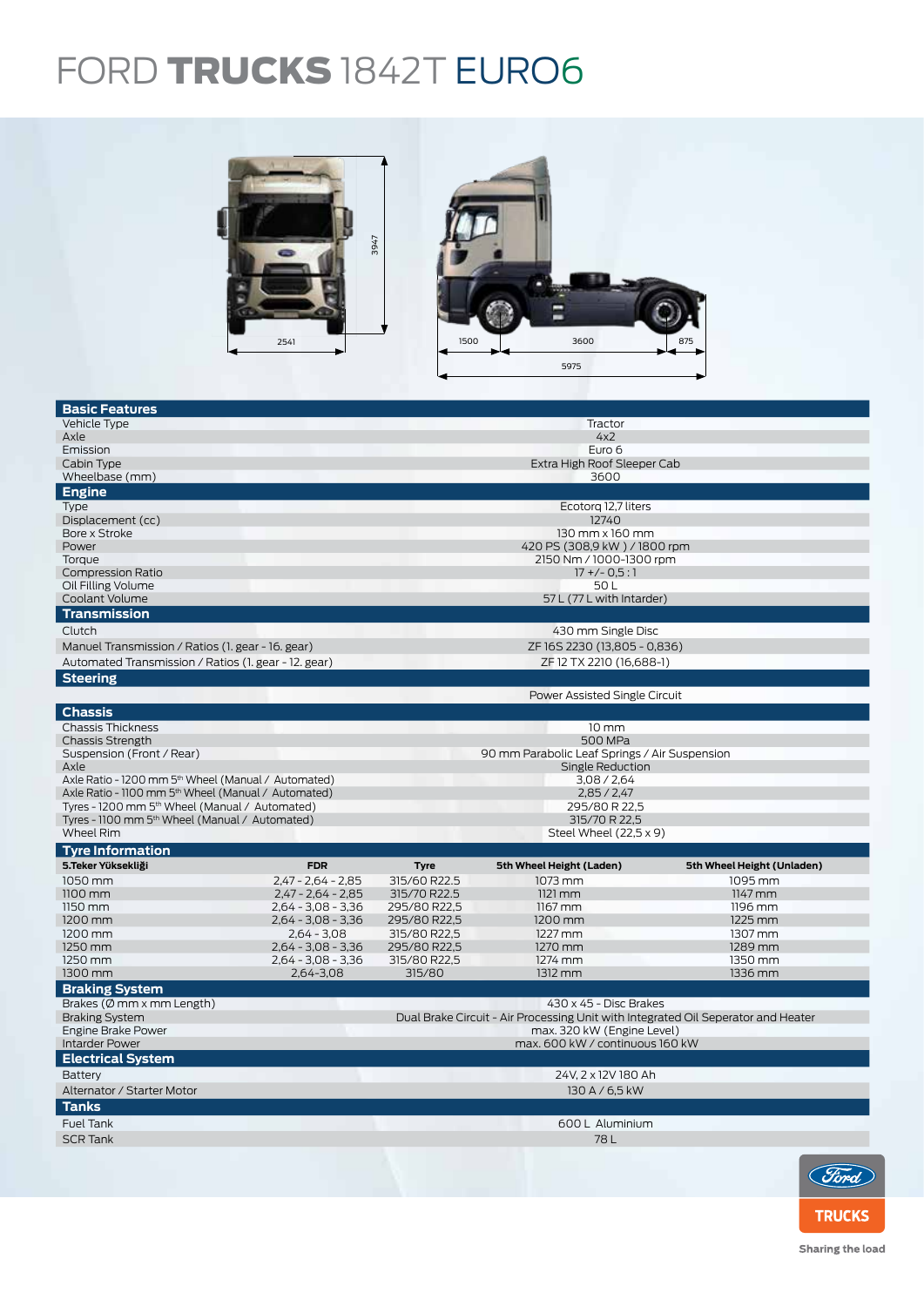# FORD **TRUCKS** 1842T EURO6

2541

3947

1500 | 3600 | 875

5975

| **Basic Features** | |
|---|---|
| Vehicle Type | Tractor |
| Axle | 4x2 |
| Emission | Euro 6 |
| Cabin Type | Extra High Roof Sleeper Cab |
| Wheelbase (mm) | 3600 |
| **Engine** | |
| Type | Ecotorq 12,7 liters |
| Displacement (cc) | 12740 |
| Bore x Stroke | 130 mm x 160 mm |
| Power | 420 PS (308,9 kW ) / 1800 rpm |
| Torque | 2150 Nm / 1000-1300 rpm |
| Compression Ratio | 17 +/- 0,5 : 1 |
| Oil Filling Volume | 50 L |
| Coolant Volume | 57 L (77 L with Intarder) |
| **Transmission** | |
| Clutch | 430 mm Single Disc |
| Manuel Transmission / Ratios (1. gear - 16. gear) | ZF 16S 2230 (13,805 - 0,836) |
| Automated Transmission / Ratios (1. gear - 12. gear) | ZF 12 TX 2210 (16,688-1) |
| **Steering** | |
| | Power Assisted Single Circuit |
| **Chassis** | |
| Chassis Thickness | 10 mm |
| Chassis Strength | 500 MPa |
| Suspension (Front / Rear) | 90 mm Parabolic Leaf Springs / Air Suspension |
| Axle | Single Reduction |
| Axle Ratio - 1200 mm 5th Wheel (Manual / Automated) | 3,08 / 2,64 |
| Axle Ratio - 1100 mm 5th Wheel (Manual / Automated) | 2,85 / 2,47 |
| Tyres - 1200 mm 5th Wheel (Manual / Automated) | 295/80 R 22,5 |
| Tyres - 1100 mm 5th Wheel (Manual / Automated) | 315/70 R 22,5 |
| Wheel Rim | Steel Wheel (22,5 x 9) |

**Tyre Information**

| 5.Teker Yüksekliği | FDR | Tyre | 5th Wheel Height (Laden) | 5th Wheel Height (Unladen) |
|---|---|---|---|---|
| 1050 mm | 2,47 - 2,64 - 2,85 | 315/60 R22,5 | 1073 mm | 1095 mm |
| 1100 mm | 2,47 - 2,64 - 2,85 | 315/70 R22,5 | 1121 mm | 1147 mm |
| 1150 mm | 2,64 - 3,08 - 3,36 | 295/80 R22,5 | 1167 mm | 1196 mm |
| 1200 mm | 2,64 - 3,08 - 3,36 | 295/80 R22,5 | 1200 mm | 1225 mm |
| 1200 mm | 2,64 - 3,08 | 315/80 R22,5 | 1227 mm | 1307 mm |
| 1250 mm | 2,64 - 3,08 - 3,36 | 295/80 R22,5 | 1270 mm | 1289 mm |
| 1250 mm | 2,64 - 3,08 - 3,36 | 315/80 R22,5 | 1274 mm | 1350 mm |
| 1300 mm | 2,64-3,08 | 315/80 | 1312 mm | 1336 mm |

| **Braking System** | |
|---|---|
| Brakes (Ø mm x mm Length) | 430 x 45 - Disc Brakes |
| Braking System | Dual Brake Circuit - Air Processing Unit with Integrated Oil Seperator and Heater |
| Engine Brake Power | max. 320 kW (Engine Level) |
| Intarder Power | max. 600 kW / continuous 160 kW |
| **Electrical System** | |
| Battery | 24V, 2 x 12V 180 Ah |
| Alternator / Starter Motor | 130 A / 6,5 kW |
| **Tanks** | |
| Fuel Tank | 600 L Aluminium |
| SCR Tank | 78 L |

Ford TRUCKS

Sharing the load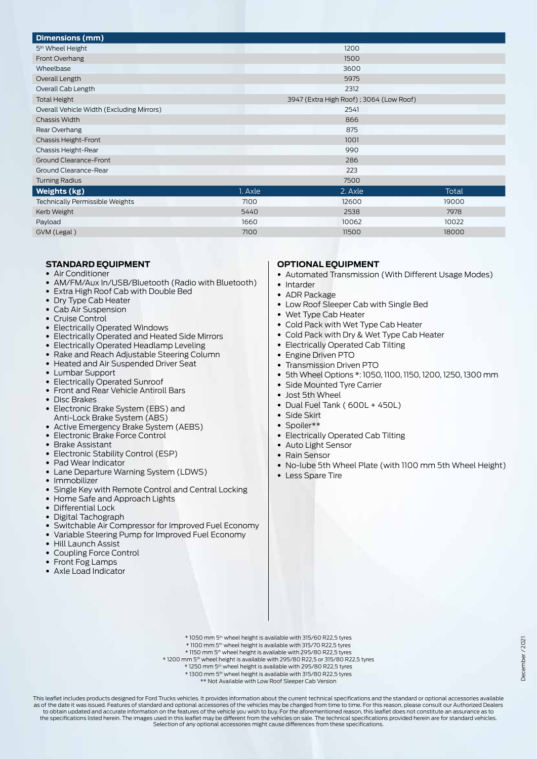| Dimensions (mm) | | | |
|---|---|---|---|
| 5th Wheel Height | | 1200 | |
| Front Overhang | | 1500 | |
| Wheelbase | | 3600 | |
| Overall Length | | 5975 | |
| Overall Cab Length | | 2312 | |
| Total Height | | 3947 (Extra High Roof) ; 3064 (Low Roof) | |
| Overall Vehicle Width (Excluding Mirrors) | | 2541 | |
| Chassis Width | | 866 | |
| Rear Overhang | | 875 | |
| Chassis Height-Front | | 1001 | |
| Chassis Height-Rear | | 990 | |
| Ground Clearance-Front | | 286 | |
| Ground Clearance-Rear | | 223 | |
| Turning Radius | | 7500 | |
| **Weights (kg)** | **1. Axle** | **2. Axle** | **Total** |
| Technically Permissible Weights | 7100 | 12600 | 19000 |
| Kerb Weight | 5440 | 2538 | 7978 |
| Payload | 1660 | 10062 | 10022 |
| GVM (Legal ) | 7100 | 11500 | 18000 |

## STANDARD EQUIPMENT

- Air Conditioner
- AM/FM/Aux In/USB/Bluetooth (Radio with Bluetooth)
- Extra High Roof Cab with Double Bed
- Dry Type Cab Heater
- Cab Air Suspension
- Cruise Control
- Electrically Operated Windows
- Electrically Operated and Heated Side Mirrors
- Electrically Operated Headlamp Leveling
- Rake and Reach Adjustable Steering Column
- Heated and Air Suspended Driver Seat
- Lumbar Support
- Electrically Operated Sunroof
- Front and Rear Vehicle Antiroll Bars
- Disc Brakes
- Electronic Brake System (EBS) and Anti-Lock Brake System (ABS)
- Active Emergency Brake System (AEBS)
- Electronic Brake Force Control
- Brake Assistant
- Electronic Stability Control (ESP)
- Pad Wear Indicator
- Lane Departure Warning System (LDWS)
- Immobilizer
- Single Key with Remote Control and Central Locking
- Home Safe and Approach Lights
- Differential Lock
- Digital Tachograph
- Switchable Air Compressor for Improved Fuel Economy
- Variable Steering Pump for Improved Fuel Economy
- Hill Launch Assist
- Coupling Force Control
- Front Fog Lamps
- Axle Load Indicator

## OPTIONAL EQUIPMENT

- Automated Transmission (With Different Usage Modes)
- Intarder
- ADR Package
- Low Roof Sleeper Cab with Single Bed
- Wet Type Cab Heater
- Cold Pack with Wet Type Cab Heater
- Cold Pack with Dry & Wet Type Cab Heater
- Electrically Operated Cab Tilting
- Engine Driven PTO
- Transmission Driven PTO
- 5th Wheel Options *: 1050, 1100, 1150, 1200, 1250, 1300 mm
- Side Mounted Tyre Carrier
- Jost 5th Wheel
- Dual Fuel Tank ( 600L + 450L)
- Side Skirt
- Spoiler**
- Electrically Operated Cab Tilting
- Auto Light Sensor
- Rain Sensor
- No-lube 5th Wheel Plate (with 1100 mm 5th Wheel Height)
- Less Spare Tire

* 1050 mm 5th wheel height is available with 315/60 R22,5 tyres
* 1100 mm 5th wheel height is available with 315/70 R22,5 tyres
* 1150 mm 5th wheel height is available with 295/80 R22,5 tyres
* 1200 mm 5th wheel height is available with 295/80 R22,5 or 315/80 R22,5 tyres
* 1250 mm 5th wheel height is available with 295/80 R22,5 tyres
* 1300 mm 5th wheel height is available with 315/80 R22,5 tyres
** Not Available with Low Roof Sleeper Cab Version

This leaflet includes products designed for Ford Trucks vehicles. It provides information about the current technical specifications and the standard or optional accessories available as of the date it was issued. Features of standard and optional accessories of the vehicles may be changed from time to time. For this reason, please consult our Authorized Dealers to obtain updated and accurate information on the features of the vehicle you wish to buy. For the aforementioned reason, this leaflet does not constitute an assurance as to the specifications listed herein. The images used in this leaflet may be different from the vehicles on sale. The technical specifications provided herein are for standard vehicles. Selection of any optional accessories might cause differences from these specifications.

December / 2021